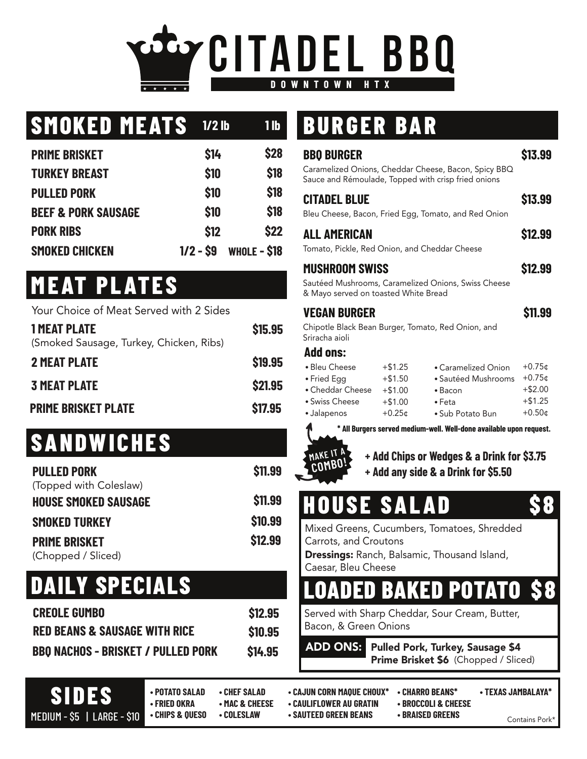# CITADEL BBQ

DOWNTOWN HTX

## SMOKED MEATS

| | 1/2 lb | 1 lb |
|---|---|---|
| PRIME BRISKET | $14 | $28 |
| TURKEY BREAST | $10 | $18 |
| PULLED PORK | $10 | $18 |
| BEEF & PORK SAUSAGE | $10 | $18 |
| PORK RIBS | $12 | $22 |
| SMOKED CHICKEN | 1/2 - $9 | WHOLE - $18 |

## MEAT PLATES

Your Choice of Meat Served with 2 Sides

| | |
|---|---|
| **1 MEAT PLATE** (Smoked Sausage, Turkey, Chicken, Ribs) | $15.95 |
| **2 MEAT PLATE** | $19.95 |
| **3 MEAT PLATE** | $21.95 |
| **PRIME BRISKET PLATE** | $17.95 |

## SANDWICHES

| | |
|---|---|
| **PULLED PORK** (Topped with Coleslaw) | $11.99 |
| **HOUSE SMOKED SAUSAGE** | $11.99 |
| **SMOKED TURKEY** | $10.99 |
| **PRIME BRISKET** (Chopped / Sliced) | $12.99 |

## DAILY SPECIALS

| | |
|---|---|
| **CREOLE GUMBO** | $12.95 |
| **RED BEANS & SAUSAGE WITH RICE** | $10.95 |
| **BBQ NACHOS - BRISKET / PULLED PORK** | $14.95 |

## BURGER BAR

**BBQ BURGER** — $13.99
Caramelized Onions, Cheddar Cheese, Bacon, Spicy BBQ Sauce and Rémoulade, Topped with crisp fried onions

**CITADEL BLUE** — $13.99
Bleu Cheese, Bacon, Fried Egg, Tomato, and Red Onion

**ALL AMERICAN** — $12.99
Tomato, Pickle, Red Onion, and Cheddar Cheese

**MUSHROOM SWISS** — $12.99
Sautéed Mushrooms, Caramelized Onions, Swiss Cheese & Mayo served on toasted White Bread

**VEGAN BURGER** — $11.99
Chipotle Black Bean Burger, Tomato, Red Onion, and Sriracha aioli

### Add ons:

| | | | |
|---|---|---|---|
| Bleu Cheese | +$1.25 | Caramelized Onion | +0.75¢ |
| Fried Egg | +$1.50 | Sautéed Mushrooms | +0.75¢ |
| Cheddar Cheese | +$1.00 | Bacon | +$2.00 |
| Swiss Cheese | +$1.00 | Feta | +$1.25 |
| Jalapenos | +0.25¢ | Sub Potato Bun | +0.50¢ |

* All Burgers served medium-well. Well-done available upon request.

**MAKE IT A COMBO!**

- **+ Add Chips or Wedges & a Drink for $3.75**
- **+ Add any side & a Drink for $5.50**

## HOUSE SALAD $8

Mixed Greens, Cucumbers, Tomatoes, Shredded Carrots, and Croutons

**Dressings:** Ranch, Balsamic, Thousand Island, Caesar, Bleu Cheese

## LOADED BAKED POTATO $8

Served with Sharp Cheddar, Sour Cream, Butter, Bacon, & Green Onions

**ADD ONS:** **Pulled Pork, Turkey, Sausage $4**
**Prime Brisket $6** (Chopped / Sliced)

## SIDES

MEDIUM - $5 | LARGE - $10

- POTATO SALAD
- FRIED OKRA
- CHIPS & QUESO
- CHEF SALAD
- MAC & CHEESE
- COLESLAW
- CAJUN CORN MAQUE CHOUX*
- CAULIFLOWER AU GRATIN
- SAUTEED GREEN BEANS
- CHARRO BEANS*
- BROCCOLI & CHEESE
- BRAISED GREENS
- TEXAS JAMBALAYA*

Contains Pork*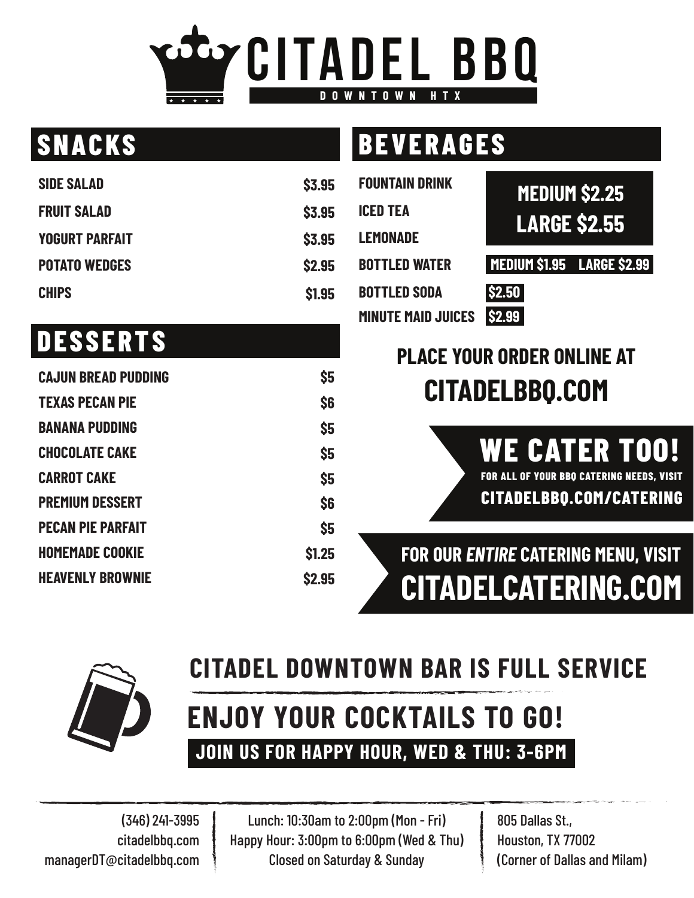# CITADEL BBQ

DOWNTOWN HTX

## SNACKS

| | |
|---|---|
| SIDE SALAD | $3.95 |
| FRUIT SALAD | $3.95 |
| YOGURT PARFAIT | $3.95 |
| POTATO WEDGES | $2.95 |
| CHIPS | $1.95 |

## DESSERTS

| | |
|---|---|
| CAJUN BREAD PUDDING | $5 |
| TEXAS PECAN PIE | $6 |
| BANANA PUDDING | $5 |
| CHOCOLATE CAKE | $5 |
| CARROT CAKE | $5 |
| PREMIUM DESSERT | $6 |
| PECAN PIE PARFAIT | $5 |
| HOMEMADE COOKIE | $1.25 |
| HEAVENLY BROWNIE | $2.95 |

## BEVERAGES

| | |
|---|---|
| FOUNTAIN DRINK / ICED TEA / LEMONADE | MEDIUM $2.25 / LARGE $2.55 |
| BOTTLED WATER | MEDIUM $1.95 / LARGE $2.99 |
| BOTTLED SODA | $2.50 |
| MINUTE MAID JUICES | $2.99 |

**PLACE YOUR ORDER ONLINE AT**
**CITADELBBQ.COM**

**WE CATER TOO!**
FOR ALL OF YOUR BBQ CATERING NEEDS, VISIT
**CITADELBBQ.COM/CATERING**

FOR OUR *ENTIRE* CATERING MENU, VISIT
**CITADELCATERING.COM**

## CITADEL DOWNTOWN BAR IS FULL SERVICE

## ENJOY YOUR COCKTAILS TO GO!

**JOIN US FOR HAPPY HOUR, WED & THU: 3-6PM**

(346) 241-3995
citadelbbq.com
managerDT@citadelbbq.com

Lunch: 10:30am to 2:00pm (Mon - Fri)
Happy Hour: 3:00pm to 6:00pm (Wed & Thu)
Closed on Saturday & Sunday

805 Dallas St.,
Houston, TX 77002
(Corner of Dallas and Milam)